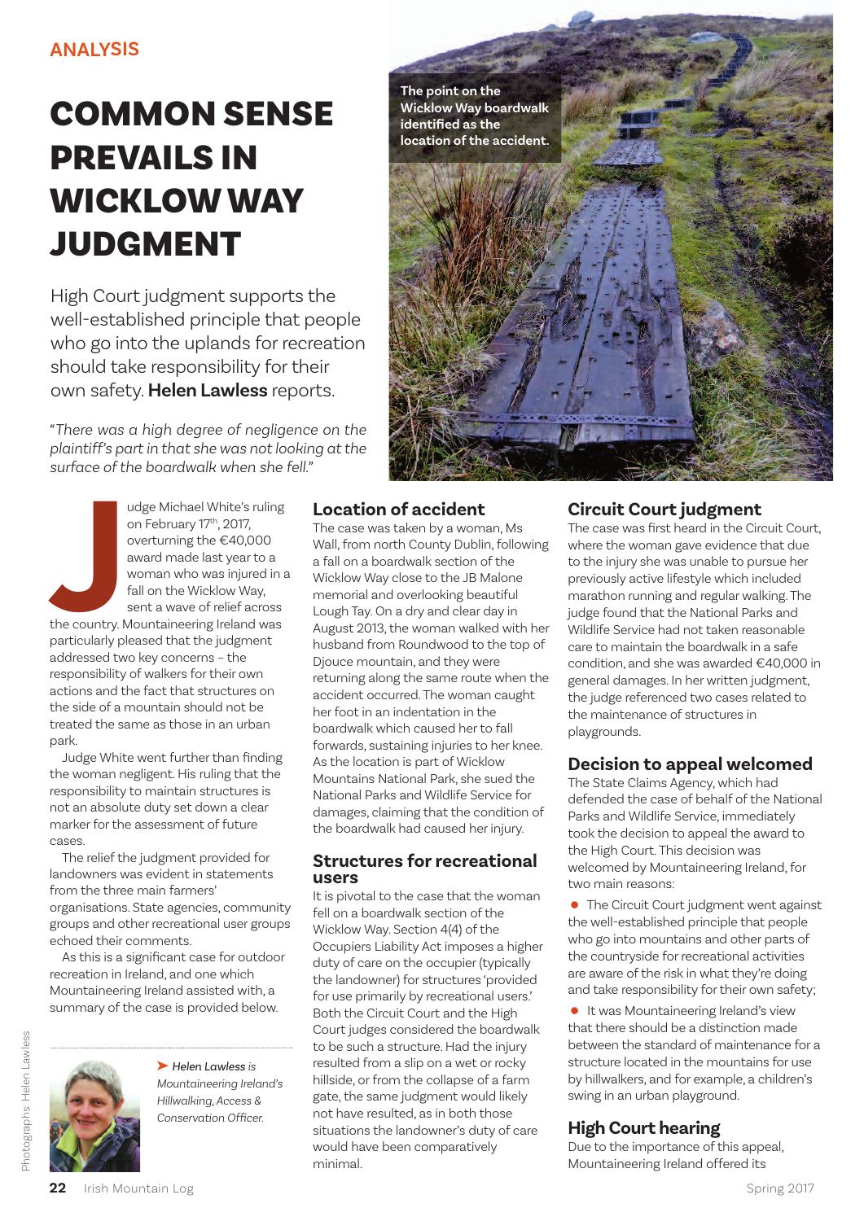ANALYSIS

# COMMON SENSE PREVAILS IN WICKLOW WAY JUDGMENT

High Court judgment supports the well-established principle that people who go into the uplands for recreation should take responsibility for their own safety. **Helen Lawless** reports.

*"There was a high degree of negligence on the plaintiff's part in that she was not looking at the surface of the boardwalk when she fell."*

The point on the Wicklow Way boardwalk identified as the location of the accident.

Judge Michael White's ruling on February 17th, 2017, overturning the €40,000 award made last year to a woman who was injured in a fall on the Wicklow Way, sent a wave of relief across the country. Mountaineering Ireland was particularly pleased that the judgment addressed two key concerns – the responsibility of walkers for their own actions and the fact that structures on the side of a mountain should not be treated the same as those in an urban park.

Judge White went further than finding the woman negligent. His ruling that the responsibility to maintain structures is not an absolute duty set down a clear marker for the assessment of future cases.

The relief the judgment provided for landowners was evident in statements from the three main farmers' organisations. State agencies, community groups and other recreational user groups echoed their comments.

As this is a significant case for outdoor recreation in Ireland, and one which Mountaineering Ireland assisted with, a summary of the case is provided below.

*Helen Lawless is Mountaineering Ireland's Hillwalking, Access & Conservation Officer.*

## Location of accident

The case was taken by a woman, Ms Wall, from north County Dublin, following a fall on a boardwalk section of the Wicklow Way close to the JB Malone memorial and overlooking beautiful Lough Tay. On a dry and clear day in August 2013, the woman walked with her husband from Roundwood to the top of Djouce mountain, and they were returning along the same route when the accident occurred. The woman caught her foot in an indentation in the boardwalk which caused her to fall forwards, sustaining injuries to her knee. As the location is part of Wicklow Mountains National Park, she sued the National Parks and Wildlife Service for damages, claiming that the condition of the boardwalk had caused her injury.

## Structures for recreational users

It is pivotal to the case that the woman fell on a boardwalk section of the Wicklow Way. Section 4(4) of the Occupiers Liability Act imposes a higher duty of care on the occupier (typically the landowner) for structures 'provided for use primarily by recreational users.' Both the Circuit Court and the High Court judges considered the boardwalk to be such a structure. Had the injury resulted from a slip on a wet or rocky hillside, or from the collapse of a farm gate, the same judgment would likely not have resulted, as in both those situations the landowner's duty of care would have been comparatively minimal.

## Circuit Court judgment

The case was first heard in the Circuit Court, where the woman gave evidence that due to the injury she was unable to pursue her previously active lifestyle which included marathon running and regular walking. The judge found that the National Parks and Wildlife Service had not taken reasonable care to maintain the boardwalk in a safe condition, and she was awarded €40,000 in general damages. In her written judgment, the judge referenced two cases related to the maintenance of structures in playgrounds.

## Decision to appeal welcomed

The State Claims Agency, which had defended the case of behalf of the National Parks and Wildlife Service, immediately took the decision to appeal the award to the High Court. This decision was welcomed by Mountaineering Ireland, for two main reasons:

- The Circuit Court judgment went against the well-established principle that people who go into mountains and other parts of the countryside for recreational activities are aware of the risk in what they're doing and take responsibility for their own safety;
- It was Mountaineering Ireland's view that there should be a distinction made between the standard of maintenance for a structure located in the mountains for use by hillwalkers, and for example, a children's swing in an urban playground.

## High Court hearing

Due to the importance of this appeal, Mountaineering Ireland offered its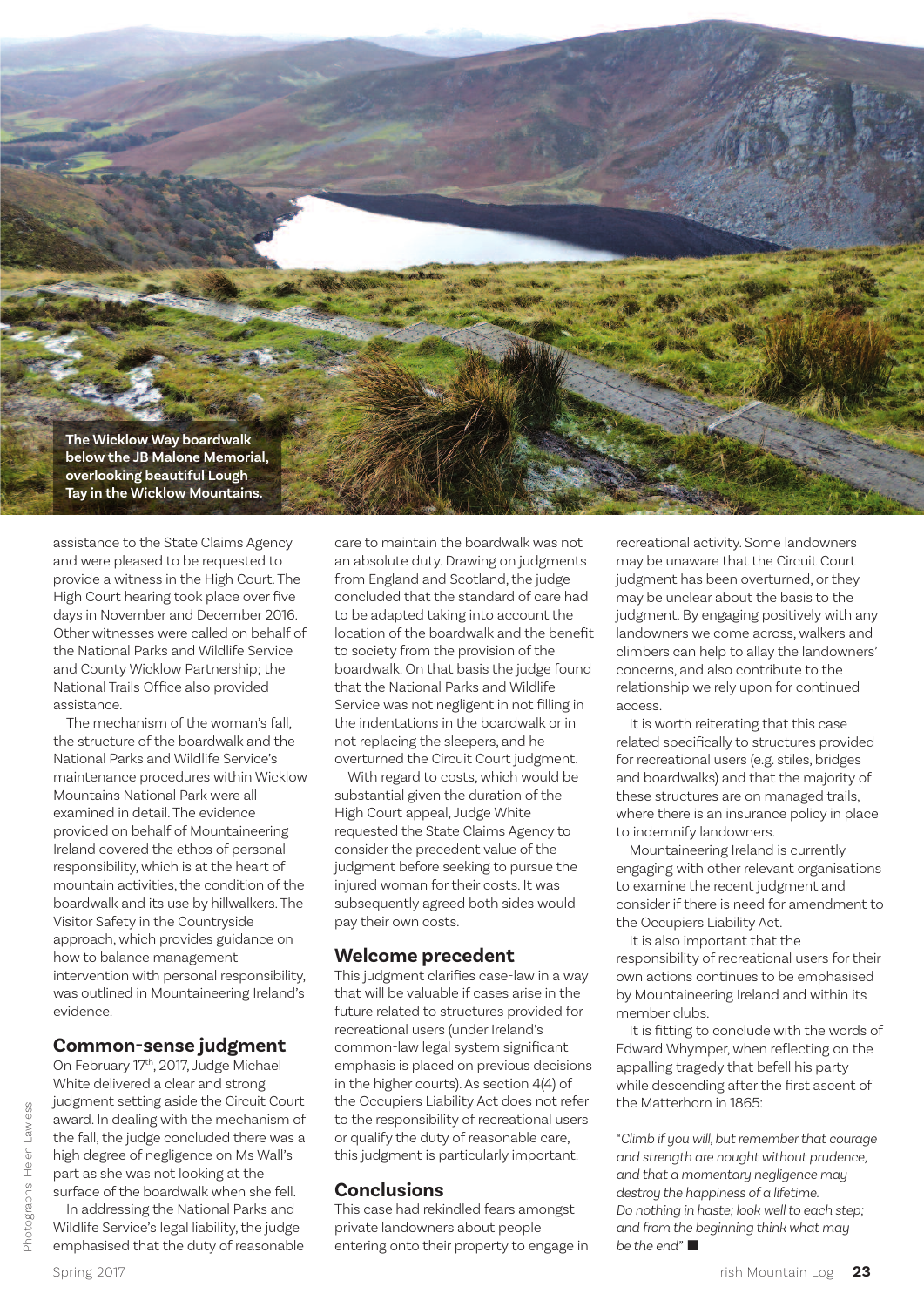The Wicklow Way boardwalk below the JB Malone Memorial, overlooking beautiful Lough Tay in the Wicklow Mountains.

assistance to the State Claims Agency and were pleased to be requested to provide a witness in the High Court. The High Court hearing took place over five days in November and December 2016. Other witnesses were called on behalf of the National Parks and Wildlife Service and County Wicklow Partnership; the National Trails Office also provided assistance.

The mechanism of the woman's fall, the structure of the boardwalk and the National Parks and Wildlife Service's maintenance procedures within Wicklow Mountains National Park were all examined in detail. The evidence provided on behalf of Mountaineering Ireland covered the ethos of personal responsibility, which is at the heart of mountain activities, the condition of the boardwalk and its use by hillwalkers. The Visitor Safety in the Countryside approach, which provides guidance on how to balance management intervention with personal responsibility, was outlined in Mountaineering Ireland's evidence.

## Common-sense judgment

On February 17th, 2017, Judge Michael White delivered a clear and strong judgment setting aside the Circuit Court award. In dealing with the mechanism of the fall, the judge concluded there was a high degree of negligence on Ms Wall's part as she was not looking at the surface of the boardwalk when she fell.

In addressing the National Parks and Wildlife Service's legal liability, the judge emphasised that the duty of reasonable care to maintain the boardwalk was not an absolute duty. Drawing on judgments from England and Scotland, the judge concluded that the standard of care had to be adapted taking into account the location of the boardwalk and the benefit to society from the provision of the boardwalk. On that basis the judge found that the National Parks and Wildlife Service was not negligent in not filling in the indentations in the boardwalk or in not replacing the sleepers, and he overturned the Circuit Court judgment.

With regard to costs, which would be substantial given the duration of the High Court appeal, Judge White requested the State Claims Agency to consider the precedent value of the judgment before seeking to pursue the injured woman for their costs. It was subsequently agreed both sides would pay their own costs.

## Welcome precedent

This judgment clarifies case-law in a way that will be valuable if cases arise in the future related to structures provided for recreational users (under Ireland's common-law legal system significant emphasis is placed on previous decisions in the higher courts). As section 4(4) of the Occupiers Liability Act does not refer to the responsibility of recreational users or qualify the duty of reasonable care, this judgment is particularly important.

## Conclusions

This case had rekindled fears amongst private landowners about people entering onto their property to engage in recreational activity. Some landowners may be unaware that the Circuit Court judgment has been overturned, or they may be unclear about the basis to the judgment. By engaging positively with any landowners we come across, walkers and climbers can help to allay the landowners' concerns, and also contribute to the relationship we rely upon for continued access.

It is worth reiterating that this case related specifically to structures provided for recreational users (e.g. stiles, bridges and boardwalks) and that the majority of these structures are on managed trails, where there is an insurance policy in place to indemnify landowners.

Mountaineering Ireland is currently engaging with other relevant organisations to examine the recent judgment and consider if there is need for amendment to the Occupiers Liability Act.

It is also important that the responsibility of recreational users for their own actions continues to be emphasised by Mountaineering Ireland and within its member clubs.

It is fitting to conclude with the words of Edward Whymper, when reflecting on the appalling tragedy that befell his party while descending after the first ascent of the Matterhorn in 1865:

*"Climb if you will, but remember that courage and strength are nought without prudence, and that a momentary negligence may destroy the happiness of a lifetime. Do nothing in haste; look well to each step; and from the beginning think what may be the end"* ■

Photographs: Helen Lawless